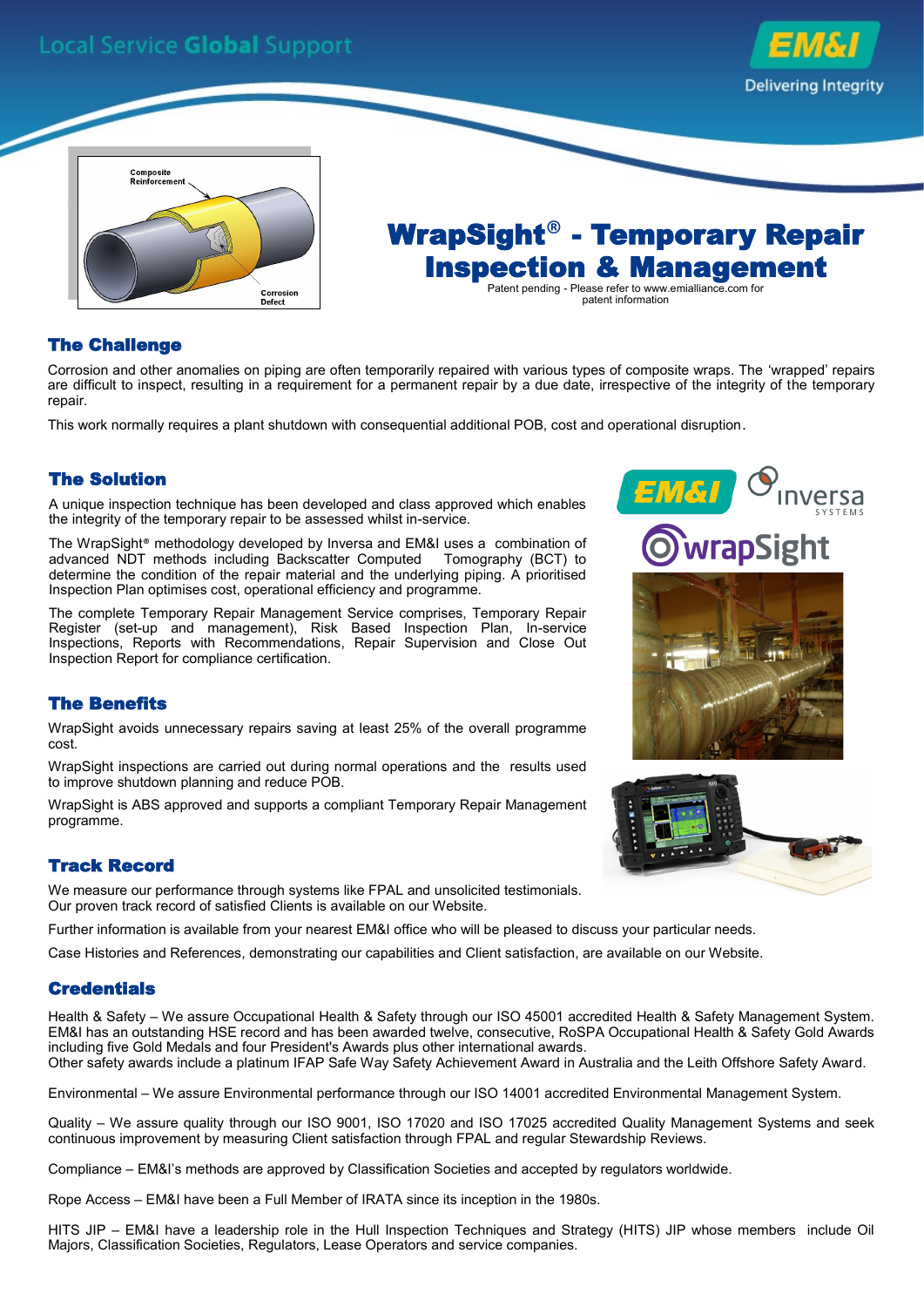Local Service **Global** Support

# WrapSight® - Temporary Repair Inspection & Management

Patent pending - Please refer to www.emialliance.com for patent information

## The Challenge

Corrosion and other anomalies on piping are often temporarily repaired with various types of composite wraps. The 'wrapped' repairs are difficult to inspect, resulting in a requirement for a permanent repair by a due date, irrespective of the integrity of the temporary repair.

This work normally requires a plant shutdown with consequential additional POB, cost and operational disruption.

## The Solution

A unique inspection technique has been developed and class approved which enables the integrity of the temporary repair to be assessed whilst in-service.

The WrapSight® methodology developed by Inversa and EM&I uses a combination of advanced NDT methods including Backscatter Computed Tomography (BCT) to determine the condition of the repair material and the underlying piping. A prioritised Inspection Plan optimises cost, operational efficiency and programme.

The complete Temporary Repair Management Service comprises, Temporary Repair Register (set-up and management), Risk Based Inspection Plan, In-service Inspections, Reports with Recommendations, Repair Supervision and Close Out Inspection Report for compliance certification.

## The Benefits

WrapSight avoids unnecessary repairs saving at least 25% of the overall programme cost.

WrapSight inspections are carried out during normal operations and the results used to improve shutdown planning and reduce POB.

WrapSight is ABS approved and supports a compliant Temporary Repair Management programme.

## Track Record

We measure our performance through systems like FPAL and unsolicited testimonials. Our proven track record of satisfied Clients is available on our Website.

Further information is available from your nearest EM&I office who will be pleased to discuss your particular needs.

Case Histories and References, demonstrating our capabilities and Client satisfaction, are available on our Website.

## Credentials

Health & Safety – We assure Occupational Health & Safety through our ISO 45001 accredited Health & Safety Management System. EM&I has an outstanding HSE record and has been awarded twelve, consecutive, RoSPA Occupational Health & Safety Gold Awards including five Gold Medals and four President's Awards plus other international awards.
Other safety awards include a platinum IFAP Safe Way Safety Achievement Award in Australia and the Leith Offshore Safety Award.

Environmental – We assure Environmental performance through our ISO 14001 accredited Environmental Management System.

Quality – We assure quality through our ISO 9001, ISO 17020 and ISO 17025 accredited Quality Management Systems and seek continuous improvement by measuring Client satisfaction through FPAL and regular Stewardship Reviews.

Compliance – EM&I's methods are approved by Classification Societies and accepted by regulators worldwide.

Rope Access – EM&I have been a Full Member of IRATA since its inception in the 1980s.

HITS JIP – EM&I have a leadership role in the Hull Inspection Techniques and Strategy (HITS) JIP whose members include Oil Majors, Classification Societies, Regulators, Lease Operators and service companies.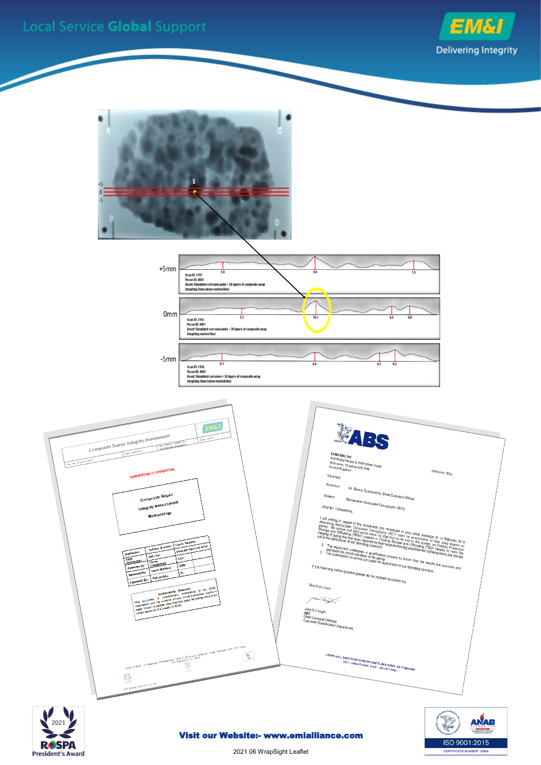Local Service **Global** Support

EM&I

Delivering Integrity

+5

0

-5

1

+5mm

5.9 9.9 7.0

Scan ID: 2157
Recon ID: 4003
Asset: Simulated corrosion plate + 20 layers of composite wrap
(targeting 5mm above marked line)

0mm

5.1 10.1 6.5 6.8

Scan ID: 2154
Recon ID: 4001
Asset: Simulated corrosion plate + 20 layers of composite wrap
(targeting marked line)

-5mm

6.1 6.9 6.2 9.2

Scan ID: 2156
Recon ID: 4002
Asset: Simulated corrosion + 20 layers of composite wrap
(targeting 5mm below marked line)

**Visit our Website:- www.emialliance.com**

2021 06 WrapSight Leaflet